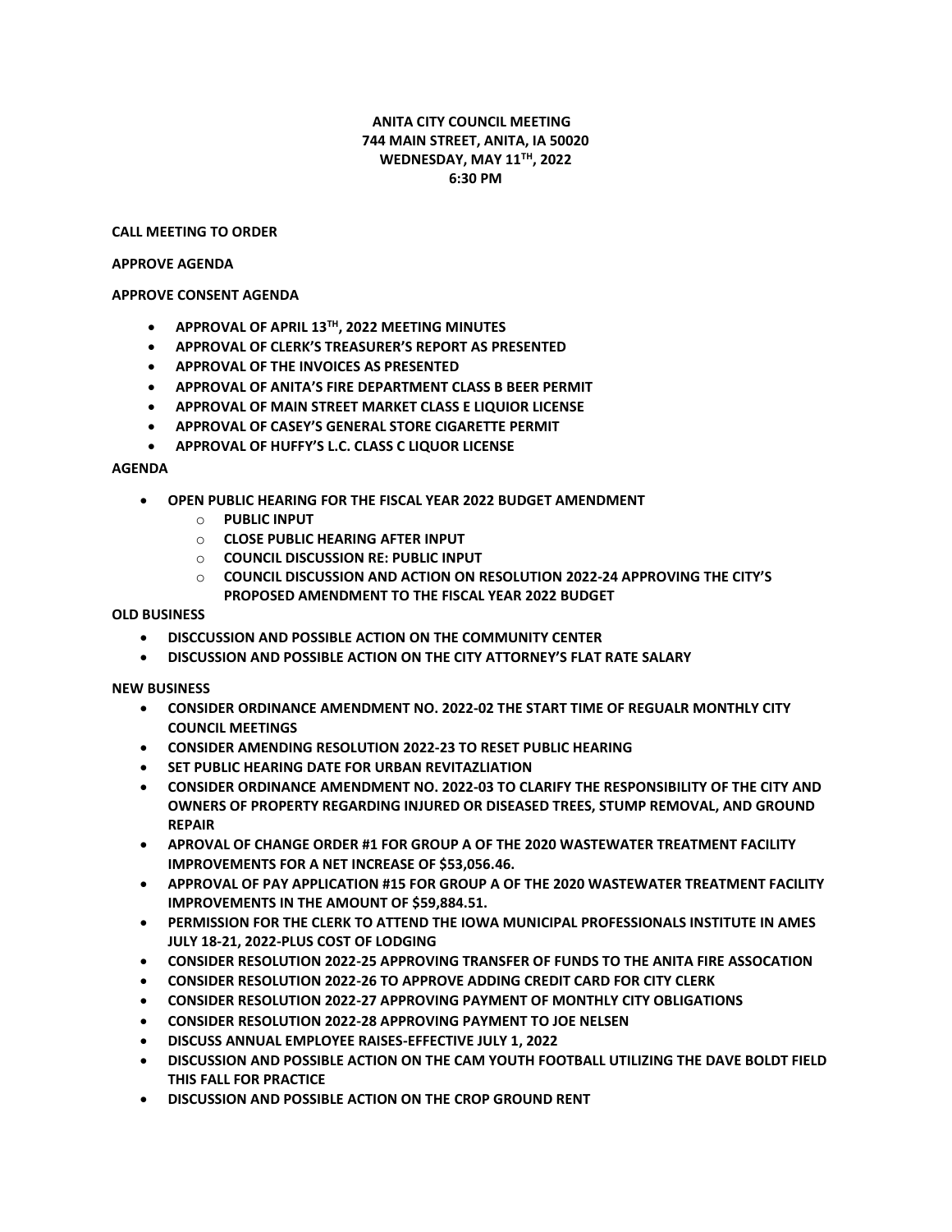**ANITA CITY COUNCIL MEETING**
**744 MAIN STREET, ANITA, IA 50020**
**WEDNESDAY, MAY 11TH, 2022**
**6:30 PM**

**CALL MEETING TO ORDER**

**APPROVE AGENDA**

**APPROVE CONSENT AGENDA**

- **APPROVAL OF APRIL 13TH, 2022 MEETING MINUTES**
- **APPROVAL OF CLERK'S TREASURER'S REPORT AS PRESENTED**
- **APPROVAL OF THE INVOICES AS PRESENTED**
- **APPROVAL OF ANITA'S FIRE DEPARTMENT CLASS B BEER PERMIT**
- **APPROVAL OF MAIN STREET MARKET CLASS E LIQUIOR LICENSE**
- **APPROVAL OF CASEY'S GENERAL STORE CIGARETTE PERMIT**
- **APPROVAL OF HUFFY'S L.C. CLASS C LIQUOR LICENSE**

**AGENDA**

- **OPEN PUBLIC HEARING FOR THE FISCAL YEAR 2022 BUDGET AMENDMENT**
  - **PUBLIC INPUT**
  - **CLOSE PUBLIC HEARING AFTER INPUT**
  - **COUNCIL DISCUSSION RE: PUBLIC INPUT**
  - **COUNCIL DISCUSSION AND ACTION ON RESOLUTION 2022-24 APPROVING THE CITY'S PROPOSED AMENDMENT TO THE FISCAL YEAR 2022 BUDGET**

**OLD BUSINESS**

- **DISCCUSSION AND POSSIBLE ACTION ON THE COMMUNITY CENTER**
- **DISCUSSION AND POSSIBLE ACTION ON THE CITY ATTORNEY'S FLAT RATE SALARY**

**NEW BUSINESS**

- **CONSIDER ORDINANCE AMENDMENT NO. 2022-02 THE START TIME OF REGUALR MONTHLY CITY COUNCIL MEETINGS**
- **CONSIDER AMENDING RESOLUTION 2022-23 TO RESET PUBLIC HEARING**
- **SET PUBLIC HEARING DATE FOR URBAN REVITAZLIATION**
- **CONSIDER ORDINANCE AMENDMENT NO. 2022-03 TO CLARIFY THE RESPONSIBILITY OF THE CITY AND OWNERS OF PROPERTY REGARDING INJURED OR DISEASED TREES, STUMP REMOVAL, AND GROUND REPAIR**
- **APROVAL OF CHANGE ORDER #1 FOR GROUP A OF THE 2020 WASTEWATER TREATMENT FACILITY IMPROVEMENTS FOR A NET INCREASE OF $53,056.46.**
- **APPROVAL OF PAY APPLICATION #15 FOR GROUP A OF THE 2020 WASTEWATER TREATMENT FACILITY IMPROVEMENTS IN THE AMOUNT OF $59,884.51.**
- **PERMISSION FOR THE CLERK TO ATTEND THE IOWA MUNICIPAL PROFESSIONALS INSTITUTE IN AMES JULY 18-21, 2022-PLUS COST OF LODGING**
- **CONSIDER RESOLUTION 2022-25 APPROVING TRANSFER OF FUNDS TO THE ANITA FIRE ASSOCATION**
- **CONSIDER RESOLUTION 2022-26 TO APPROVE ADDING CREDIT CARD FOR CITY CLERK**
- **CONSIDER RESOLUTION 2022-27 APPROVING PAYMENT OF MONTHLY CITY OBLIGATIONS**
- **CONSIDER RESOLUTION 2022-28 APPROVING PAYMENT TO JOE NELSEN**
- **DISCUSS ANNUAL EMPLOYEE RAISES-EFFECTIVE JULY 1, 2022**
- **DISCUSSION AND POSSIBLE ACTION ON THE CAM YOUTH FOOTBALL UTILIZING THE DAVE BOLDT FIELD THIS FALL FOR PRACTICE**
- **DISCUSSION AND POSSIBLE ACTION ON THE CROP GROUND RENT**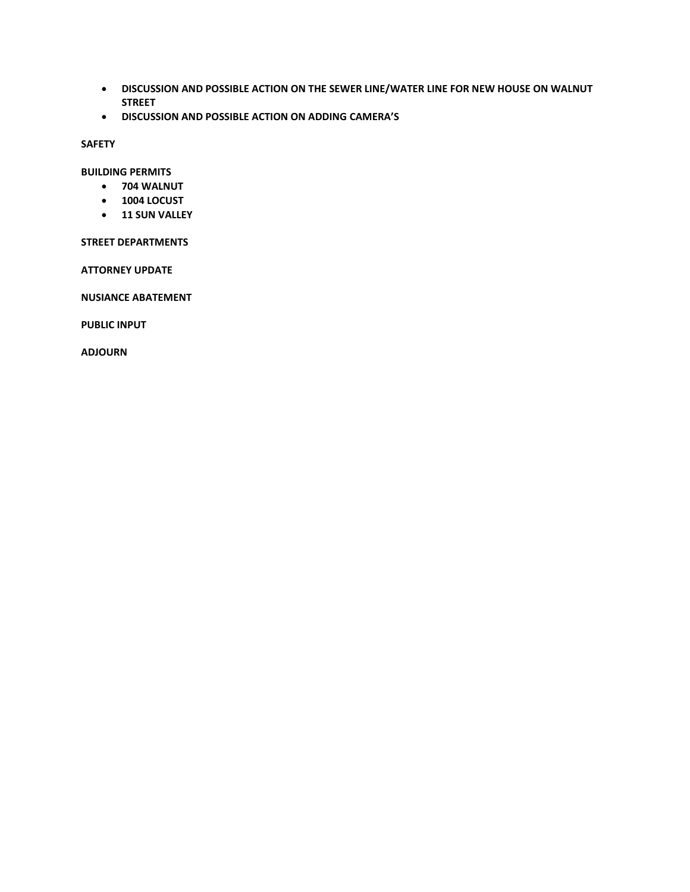- **DISCUSSION AND POSSIBLE ACTION ON THE SEWER LINE/WATER LINE FOR NEW HOUSE ON WALNUT STREET**
- **DISCUSSION AND POSSIBLE ACTION ON ADDING CAMERA'S**

**SAFETY**

**BUILDING PERMITS**

- **704 WALNUT**
- **1004 LOCUST**
- **11 SUN VALLEY**

**STREET DEPARTMENTS**

**ATTORNEY UPDATE**

**NUSIANCE ABATEMENT**

**PUBLIC INPUT**

**ADJOURN**